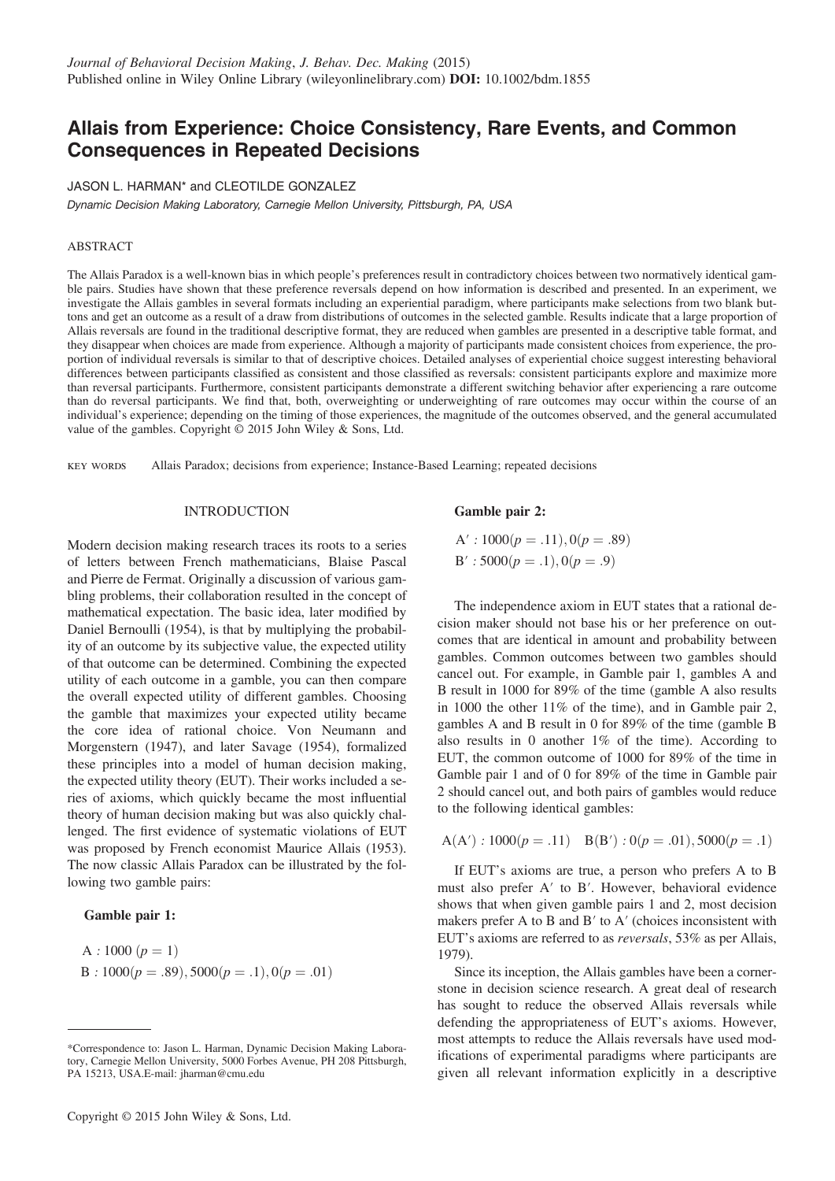Journal of Behavioral Decision Making, J. Behav. Dec. Making (2015)
Published online in Wiley Online Library (wileyonlinelibrary.com) **DOI:** 10.1002/bdm.1855

# Allais from Experience: Choice Consistency, Rare Events, and Common Consequences in Repeated Decisions

JASON L. HARMAN* and CLEOTILDE GONZALEZ

*Dynamic Decision Making Laboratory, Carnegie Mellon University, Pittsburgh, PA, USA*

## ABSTRACT

The Allais Paradox is a well-known bias in which people's preferences result in contradictory choices between two normatively identical gamble pairs. Studies have shown that these preference reversals depend on how information is described and presented. In an experiment, we investigate the Allais gambles in several formats including an experiential paradigm, where participants make selections from two blank buttons and get an outcome as a result of a draw from distributions of outcomes in the selected gamble. Results indicate that a large proportion of Allais reversals are found in the traditional descriptive format, they are reduced when gambles are presented in a descriptive table format, and they disappear when choices are made from experience. Although a majority of participants made consistent choices from experience, the proportion of individual reversals is similar to that of descriptive choices. Detailed analyses of experiential choice suggest interesting behavioral differences between participants classified as consistent and those classified as reversals: consistent participants explore and maximize more than reversal participants. Furthermore, consistent participants demonstrate a different switching behavior after experiencing a rare outcome than do reversal participants. We find that, both, overweighting or underweighting of rare outcomes may occur within the course of an individual's experience; depending on the timing of those experiences, the magnitude of the outcomes observed, and the general accumulated value of the gambles. Copyright © 2015 John Wiley & Sons, Ltd.

KEY WORDS Allais Paradox; decisions from experience; Instance-Based Learning; repeated decisions

## INTRODUCTION

Modern decision making research traces its roots to a series of letters between French mathematicians, Blaise Pascal and Pierre de Fermat. Originally a discussion of various gambling problems, their collaboration resulted in the concept of mathematical expectation. The basic idea, later modified by Daniel Bernoulli (1954), is that by multiplying the probability of an outcome by its subjective value, the expected utility of that outcome can be determined. Combining the expected utility of each outcome in a gamble, you can then compare the overall expected utility of different gambles. Choosing the gamble that maximizes your expected utility became the core idea of rational choice. Von Neumann and Morgenstern (1947), and later Savage (1954), formalized these principles into a model of human decision making, the expected utility theory (EUT). Their works included a series of axioms, which quickly became the most influential theory of human decision making but was also quickly challenged. The first evidence of systematic violations of EUT was proposed by French economist Maurice Allais (1953). The now classic Allais Paradox can be illustrated by the following two gamble pairs:

**Gamble pair 1:**

$$A: 1000\ (p = 1)$$
$$B: 1000(p = .89), 5000(p = .1), 0(p = .01)$$

**Gamble pair 2:**

$$A': 1000(p = .11), 0(p = .89)$$
$$B': 5000(p = .1), 0(p = .9)$$

The independence axiom in EUT states that a rational decision maker should not base his or her preference on outcomes that are identical in amount and probability between gambles. Common outcomes between two gambles should cancel out. For example, in Gamble pair 1, gambles A and B result in 1000 for 89% of the time (gamble A also results in 1000 the other 11% of the time), and in Gamble pair 2, gambles A and B result in 0 for 89% of the time (gamble B also results in 0 another 1% of the time). According to EUT, the common outcome of 1000 for 89% of the time in Gamble pair 1 and of 0 for 89% of the time in Gamble pair 2 should cancel out, and both pairs of gambles would reduce to the following identical gambles:

$$A(A'): 1000(p = .11) \quad B(B'): 0(p = .01), 5000(p = .1)$$

If EUT's axioms are true, a person who prefers A to B must also prefer A′ to B′. However, behavioral evidence shows that when given gamble pairs 1 and 2, most decision makers prefer A to B and B′ to A′ (choices inconsistent with EUT's axioms are referred to as *reversals*, 53% as per Allais, 1979).

Since its inception, the Allais gambles have been a cornerstone in decision science research. A great deal of research has sought to reduce the observed Allais reversals while defending the appropriateness of EUT's axioms. However, most attempts to reduce the Allais reversals have used modifications of experimental paradigms where participants are given all relevant information explicitly in a descriptive

---

*Correspondence to: Jason L. Harman, Dynamic Decision Making Laboratory, Carnegie Mellon University, 5000 Forbes Avenue, PH 208 Pittsburgh, PA 15213, USA.E-mail: jharman@cmu.edu

Copyright © 2015 John Wiley & Sons, Ltd.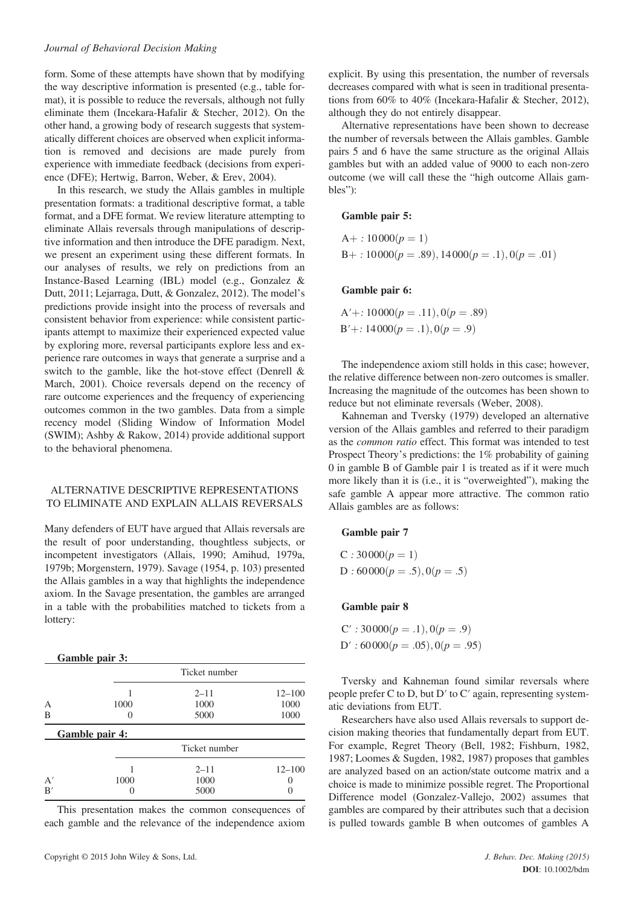form. Some of these attempts have shown that by modifying the way descriptive information is presented (e.g., table format), it is possible to reduce the reversals, although not fully eliminate them (Incekara-Hafalir & Stecher, 2012). On the other hand, a growing body of research suggests that systematically different choices are observed when explicit information is removed and decisions are made purely from experience with immediate feedback (decisions from experience (DFE); Hertwig, Barron, Weber, & Erev, 2004).

In this research, we study the Allais gambles in multiple presentation formats: a traditional descriptive format, a table format, and a DFE format. We review literature attempting to eliminate Allais reversals through manipulations of descriptive information and then introduce the DFE paradigm. Next, we present an experiment using these different formats. In our analyses of results, we rely on predictions from an Instance-Based Learning (IBL) model (e.g., Gonzalez & Dutt, 2011; Lejarraga, Dutt, & Gonzalez, 2012). The model's predictions provide insight into the process of reversals and consistent behavior from experience: while consistent participants attempt to maximize their experienced expected value by exploring more, reversal participants explore less and experience rare outcomes in ways that generate a surprise and a switch to the gamble, like the hot-stove effect (Denrell & March, 2001). Choice reversals depend on the recency of rare outcome experiences and the frequency of experiencing outcomes common in the two gambles. Data from a simple recency model (Sliding Window of Information Model (SWIM); Ashby & Rakow, 2014) provide additional support to the behavioral phenomena.

## ALTERNATIVE DESCRIPTIVE REPRESENTATIONS TO ELIMINATE AND EXPLAIN ALLAIS REVERSALS

Many defenders of EUT have argued that Allais reversals are the result of poor understanding, thoughtless subjects, or incompetent investigators (Allais, 1990; Amihud, 1979a, 1979b; Morgenstern, 1979). Savage (1954, p. 103) presented the Allais gambles in a way that highlights the independence axiom. In the Savage presentation, the gambles are arranged in a table with the probabilities matched to tickets from a lottery:

**Gamble pair 3:**

| | Ticket number | | |
|---|---|---|---|
| | 1 | 2–11 | 12–100 |
| A | 1000 | 1000 | 1000 |
| B | 0 | 5000 | 1000 |

**Gamble pair 4:**

| | Ticket number | | |
|---|---|---|---|
| | 1 | 2–11 | 12–100 |
| A′ | 1000 | 1000 | 0 |
| B′ | 0 | 5000 | 0 |

This presentation makes the common consequences of each gamble and the relevance of the independence axiom explicit. By using this presentation, the number of reversals decreases compared with what is seen in traditional presentations from 60% to 40% (Incekara-Hafalir & Stecher, 2012), although they do not entirely disappear.

Alternative representations have been shown to decrease the number of reversals between the Allais gambles. Gamble pairs 5 and 6 have the same structure as the original Allais gambles but with an added value of 9000 to each non-zero outcome (we will call these the "high outcome Allais gambles"):

**Gamble pair 5:**

$A+ : 10000(p = 1)$
$B+ : 10000(p = .89), 14000(p = .1), 0(p = .01)$

**Gamble pair 6:**

$A'+: 10000(p = .11), 0(p = .89)$
$B'+: 14000(p = .1), 0(p = .9)$

The independence axiom still holds in this case; however, the relative difference between non-zero outcomes is smaller. Increasing the magnitude of the outcomes has been shown to reduce but not eliminate reversals (Weber, 2008).

Kahneman and Tversky (1979) developed an alternative version of the Allais gambles and referred to their paradigm as the *common ratio* effect. This format was intended to test Prospect Theory's predictions: the 1% probability of gaining 0 in gamble B of Gamble pair 1 is treated as if it were much more likely than it is (i.e., it is "overweighted"), making the safe gamble A appear more attractive. The common ratio Allais gambles are as follows:

**Gamble pair 7**

$C : 30000(p = 1)$
$D : 60000(p = .5), 0(p = .5)$

**Gamble pair 8**

$C' : 30000(p = .1), 0(p = .9)$
$D' : 60000(p = .05), 0(p = .95)$

Tversky and Kahneman found similar reversals where people prefer C to D, but D′ to C′ again, representing systematic deviations from EUT.

Researchers have also used Allais reversals to support decision making theories that fundamentally depart from EUT. For example, Regret Theory (Bell, 1982; Fishburn, 1982, 1987; Loomes & Sugden, 1982, 1987) proposes that gambles are analyzed based on an action/state outcome matrix and a choice is made to minimize possible regret. The Proportional Difference model (Gonzalez-Vallejo, 2002) assumes that gambles are compared by their attributes such that a decision is pulled towards gamble B when outcomes of gambles A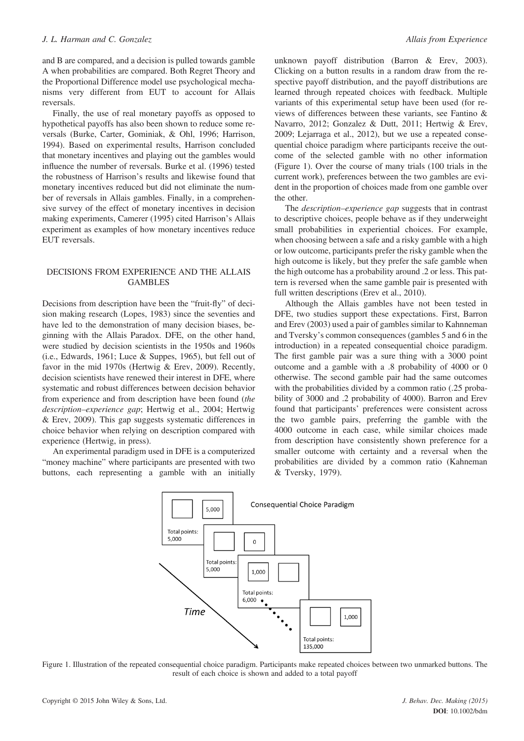and B are compared, and a decision is pulled towards gamble A when probabilities are compared. Both Regret Theory and the Proportional Difference model use psychological mechanisms very different from EUT to account for Allais reversals.

Finally, the use of real monetary payoffs as opposed to hypothetical payoffs has also been shown to reduce some reversals (Burke, Carter, Gominiak, & Ohl, 1996; Harrison, 1994). Based on experimental results, Harrison concluded that monetary incentives and playing out the gambles would influence the number of reversals. Burke et al. (1996) tested the robustness of Harrison's results and likewise found that monetary incentives reduced but did not eliminate the number of reversals in Allais gambles. Finally, in a comprehensive survey of the effect of monetary incentives in decision making experiments, Camerer (1995) cited Harrison's Allais experiment as examples of how monetary incentives reduce EUT reversals.

## DECISIONS FROM EXPERIENCE AND THE ALLAIS GAMBLES

Decisions from description have been the "fruit-fly" of decision making research (Lopes, 1983) since the seventies and have led to the demonstration of many decision biases, beginning with the Allais Paradox. DFE, on the other hand, were studied by decision scientists in the 1950s and 1960s (i.e., Edwards, 1961; Luce & Suppes, 1965), but fell out of favor in the mid 1970s (Hertwig & Erev, 2009). Recently, decision scientists have renewed their interest in DFE, where systematic and robust differences between decision behavior from experience and from description have been found (*the description–experience gap*; Hertwig et al., 2004; Hertwig & Erev, 2009). This gap suggests systematic differences in choice behavior when relying on description compared with experience (Hertwig, in press).

An experimental paradigm used in DFE is a computerized "money machine" where participants are presented with two buttons, each representing a gamble with an initially unknown payoff distribution (Barron & Erev, 2003). Clicking on a button results in a random draw from the respective payoff distribution, and the payoff distributions are learned through repeated choices with feedback. Multiple variants of this experimental setup have been used (for reviews of differences between these variants, see Fantino & Navarro, 2012; Gonzalez & Dutt, 2011; Hertwig & Erev, 2009; Lejarraga et al., 2012), but we use a repeated consequential choice paradigm where participants receive the outcome of the selected gamble with no other information (Figure 1). Over the course of many trials (100 trials in the current work), preferences between the two gambles are evident in the proportion of choices made from one gamble over the other.

The *description–experience gap* suggests that in contrast to descriptive choices, people behave as if they underweight small probabilities in experiential choices. For example, when choosing between a safe and a risky gamble with a high or low outcome, participants prefer the risky gamble when the high outcome is likely, but they prefer the safe gamble when the high outcome has a probability around .2 or less. This pattern is reversed when the same gamble pair is presented with full written descriptions (Erev et al., 2010).

Although the Allais gambles have not been tested in DFE, two studies support these expectations. First, Barron and Erev (2003) used a pair of gambles similar to Kahneman and Tversky's common consequences (gambles 5 and 6 in the introduction) in a repeated consequential choice paradigm. The first gamble pair was a sure thing with a 3000 point outcome and a gamble with a .8 probability of 4000 or 0 otherwise. The second gamble pair had the same outcomes with the probabilities divided by a common ratio (.25 probability of 3000 and .2 probability of 4000). Barron and Erev found that participants' preferences were consistent across the two gamble pairs, preferring the gamble with the 4000 outcome in each case, while similar choices made from description have consistently shown preference for a smaller outcome with certainty and a reversal when the probabilities are divided by a common ratio (Kahneman & Tversky, 1979).

Figure 1. Illustration of the repeated consequential choice paradigm. Participants make repeated choices between two unmarked buttons. The result of each choice is shown and added to a total payoff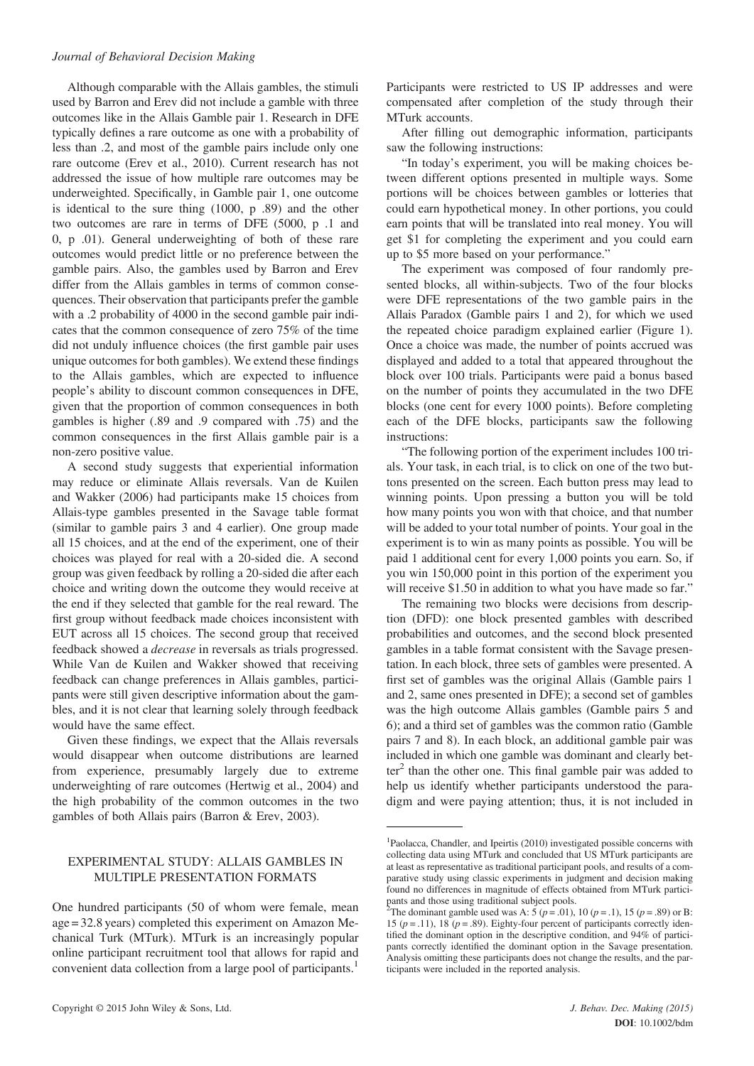Although comparable with the Allais gambles, the stimuli used by Barron and Erev did not include a gamble with three outcomes like in the Allais Gamble pair 1. Research in DFE typically defines a rare outcome as one with a probability of less than .2, and most of the gamble pairs include only one rare outcome (Erev et al., 2010). Current research has not addressed the issue of how multiple rare outcomes may be underweighted. Specifically, in Gamble pair 1, one outcome is identical to the sure thing (1000, p .89) and the other two outcomes are rare in terms of DFE (5000, p .1 and 0, p .01). General underweighting of both of these rare outcomes would predict little or no preference between the gamble pairs. Also, the gambles used by Barron and Erev differ from the Allais gambles in terms of common consequences. Their observation that participants prefer the gamble with a .2 probability of 4000 in the second gamble pair indicates that the common consequence of zero 75% of the time did not unduly influence choices (the first gamble pair uses unique outcomes for both gambles). We extend these findings to the Allais gambles, which are expected to influence people's ability to discount common consequences in DFE, given that the proportion of common consequences in both gambles is higher (.89 and .9 compared with .75) and the common consequences in the first Allais gamble pair is a non-zero positive value.

A second study suggests that experiential information may reduce or eliminate Allais reversals. Van de Kuilen and Wakker (2006) had participants make 15 choices from Allais-type gambles presented in the Savage table format (similar to gamble pairs 3 and 4 earlier). One group made all 15 choices, and at the end of the experiment, one of their choices was played for real with a 20-sided die. A second group was given feedback by rolling a 20-sided die after each choice and writing down the outcome they would receive at the end if they selected that gamble for the real reward. The first group without feedback made choices inconsistent with EUT across all 15 choices. The second group that received feedback showed a *decrease* in reversals as trials progressed. While Van de Kuilen and Wakker showed that receiving feedback can change preferences in Allais gambles, participants were still given descriptive information about the gambles, and it is not clear that learning solely through feedback would have the same effect.

Given these findings, we expect that the Allais reversals would disappear when outcome distributions are learned from experience, presumably largely due to extreme underweighting of rare outcomes (Hertwig et al., 2004) and the high probability of the common outcomes in the two gambles of both Allais pairs (Barron & Erev, 2003).

## EXPERIMENTAL STUDY: ALLAIS GAMBLES IN MULTIPLE PRESENTATION FORMATS

One hundred participants (50 of whom were female, mean age = 32.8 years) completed this experiment on Amazon Mechanical Turk (MTurk). MTurk is an increasingly popular online participant recruitment tool that allows for rapid and convenient data collection from a large pool of participants.[1] Participants were restricted to US IP addresses and were compensated after completion of the study through their MTurk accounts.

After filling out demographic information, participants saw the following instructions:

"In today's experiment, you will be making choices between different options presented in multiple ways. Some portions will be choices between gambles or lotteries that could earn hypothetical money. In other portions, you could earn points that will be translated into real money. You will get \$1 for completing the experiment and you could earn up to \$5 more based on your performance."

The experiment was composed of four randomly presented blocks, all within-subjects. Two of the four blocks were DFE representations of the two gamble pairs in the Allais Paradox (Gamble pairs 1 and 2), for which we used the repeated choice paradigm explained earlier (Figure 1). Once a choice was made, the number of points accrued was displayed and added to a total that appeared throughout the block over 100 trials. Participants were paid a bonus based on the number of points they accumulated in the two DFE blocks (one cent for every 1000 points). Before completing each of the DFE blocks, participants saw the following instructions:

"The following portion of the experiment includes 100 trials. Your task, in each trial, is to click on one of the two buttons presented on the screen. Each button press may lead to winning points. Upon pressing a button you will be told how many points you won with that choice, and that number will be added to your total number of points. Your goal in the experiment is to win as many points as possible. You will be paid 1 additional cent for every 1,000 points you earn. So, if you win 150,000 point in this portion of the experiment you will receive \$1.50 in addition to what you have made so far."

The remaining two blocks were decisions from description (DFD): one block presented gambles with described probabilities and outcomes, and the second block presented gambles in a table format consistent with the Savage presentation. In each block, three sets of gambles were presented. A first set of gambles was the original Allais (Gamble pairs 1 and 2, same ones presented in DFE); a second set of gambles was the high outcome Allais gambles (Gamble pairs 5 and 6); and a third set of gambles was the common ratio (Gamble pairs 7 and 8). In each block, an additional gamble pair was included in which one gamble was dominant and clearly better[2] than the other one. This final gamble pair was added to help us identify whether participants understood the paradigm and were paying attention; thus, it is not included in

---

[1] Paolacca, Chandler, and Ipeirtis (2010) investigated possible concerns with collecting data using MTurk and concluded that US MTurk participants are at least as representative as traditional participant pools, and results of a comparative study using classic experiments in judgment and decision making found no differences in magnitude of effects obtained from MTurk participants and those using traditional subject pools.

[2] The dominant gamble used was A: 5 ($p = .01$), 10 ($p = .1$), 15 ($p = .89$) or B: 15 ($p = .11$), 18 ($p = .89$). Eighty-four percent of participants correctly identified the dominant option in the descriptive condition, and 94% of participants correctly identified the dominant option in the Savage presentation. Analysis omitting these participants does not change the results, and the participants were included in the reported analysis.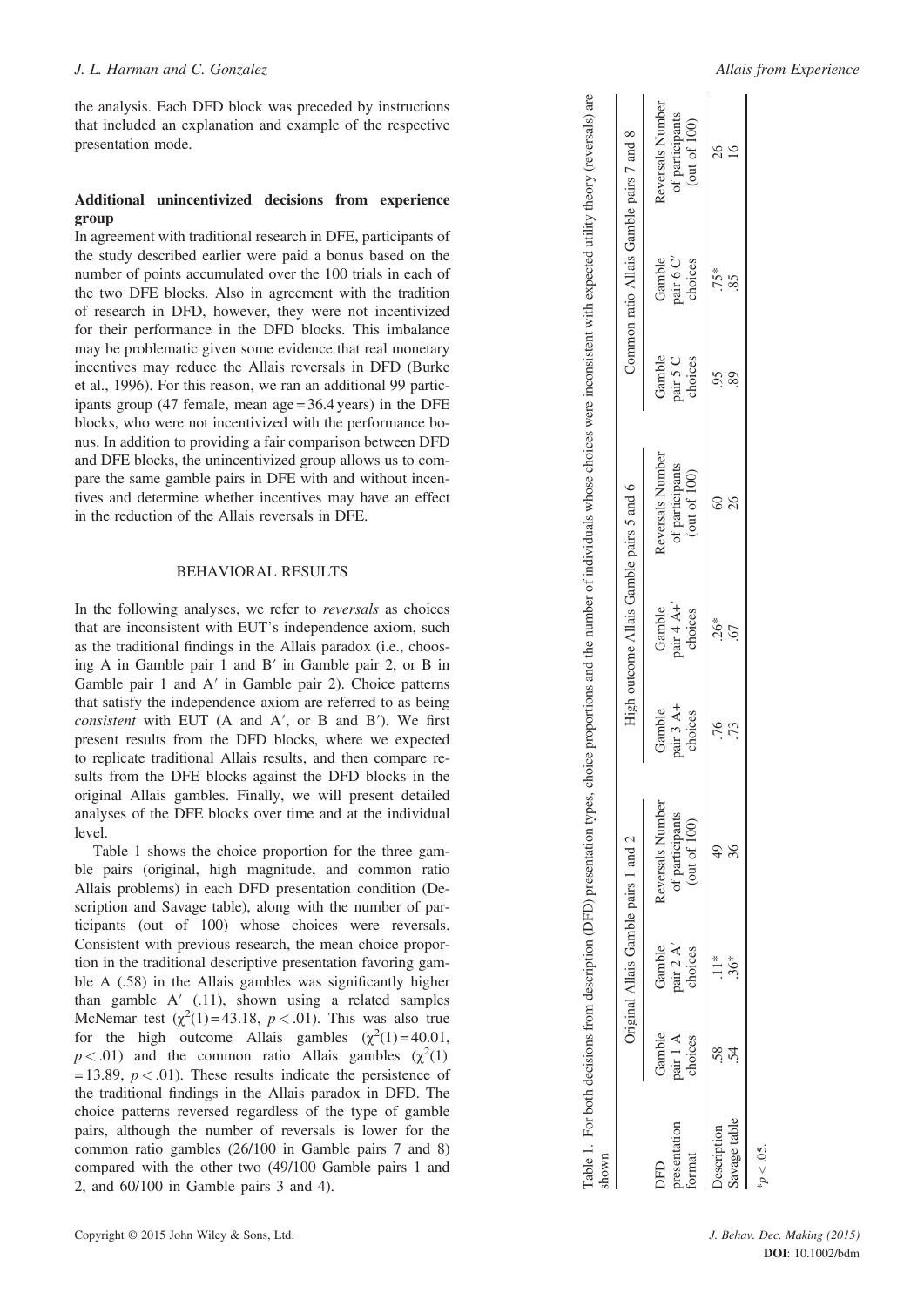the analysis. Each DFD block was preceded by instructions that included an explanation and example of the respective presentation mode.

### Additional unincentivized decisions from experience group

In agreement with traditional research in DFE, participants of the study described earlier were paid a bonus based on the number of points accumulated over the 100 trials in each of the two DFE blocks. Also in agreement with the tradition of research in DFD, however, they were not incentivized for their performance in the DFD blocks. This imbalance may be problematic given some evidence that real monetary incentives may reduce the Allais reversals in DFD (Burke et al., 1996). For this reason, we ran an additional 99 participants group (47 female, mean age = 36.4 years) in the DFE blocks, who were not incentivized with the performance bonus. In addition to providing a fair comparison between DFD and DFE blocks, the unincentivized group allows us to compare the same gamble pairs in DFE with and without incentives and determine whether incentives may have an effect in the reduction of the Allais reversals in DFE.

## BEHAVIORAL RESULTS

In the following analyses, we refer to *reversals* as choices that are inconsistent with EUT's independence axiom, such as the traditional findings in the Allais paradox (i.e., choosing A in Gamble pair 1 and B′ in Gamble pair 2, or B in Gamble pair 1 and A′ in Gamble pair 2). Choice patterns that satisfy the independence axiom are referred to as being *consistent* with EUT (A and A′, or B and B′). We first present results from the DFD blocks, where we expected to replicate traditional Allais results, and then compare results from the DFE blocks against the DFD blocks in the original Allais gambles. Finally, we will present detailed analyses of the DFE blocks over time and at the individual level.

Table 1 shows the choice proportion for the three gamble pairs (original, high magnitude, and common ratio Allais problems) in each DFD presentation condition (Description and Savage table), along with the number of participants (out of 100) whose choices were reversals. Consistent with previous research, the mean choice proportion in the traditional descriptive presentation favoring gamble A (.58) in the Allais gambles was significantly higher than gamble A′ (.11), shown using a related samples McNemar test ($\chi^2(1) = 43.18$, $p < .01$). This was also true for the high outcome Allais gambles ($\chi^2(1) = 40.01$, $p < .01$) and the common ratio Allais gambles ($\chi^2(1) = 13.89$, $p < .01$). These results indicate the persistence of the traditional findings in the Allais paradox in DFD. The choice patterns reversed regardless of the type of gamble pairs, although the number of reversals is lower for the common ratio gambles (26/100 in Gamble pairs 7 and 8) compared with the other two (49/100 Gamble pairs 1 and 2, and 60/100 in Gamble pairs 3 and 4).

Table 1. For both decisions from description (DFD) presentation types, choice proportions and the number of individuals whose choices were inconsistent with expected utility theory (reversals) are shown

| DFD presentation format | Original Allais Gamble pairs 1 and 2 | | | High outcome Allais Gamble pairs 5 and 6 | | | Common ratio Allais Gamble pairs 7 and 8 | | |
|---|---|---|---|---|---|---|---|---|---|
| | Gamble pair 1 A choices | Gamble pair 2 A′ choices | Reversals Number of participants (out of 100) | Gamble pair 3 A+ choices | Gamble pair 4 A+′ choices | Reversals Number of participants (out of 100) | Gamble pair 5 C choices | Gamble pair 6 C′ choices | Reversals Number of participants (out of 100) |
| Description | .58 | .11* | 49 | .76 | .26* | 60 | .95 | .75* | 26 |
| Savage table | .54 | .36* | 36 | .73 | .67 | 26 | .89 | .85 | 16 |

*$p < .05$.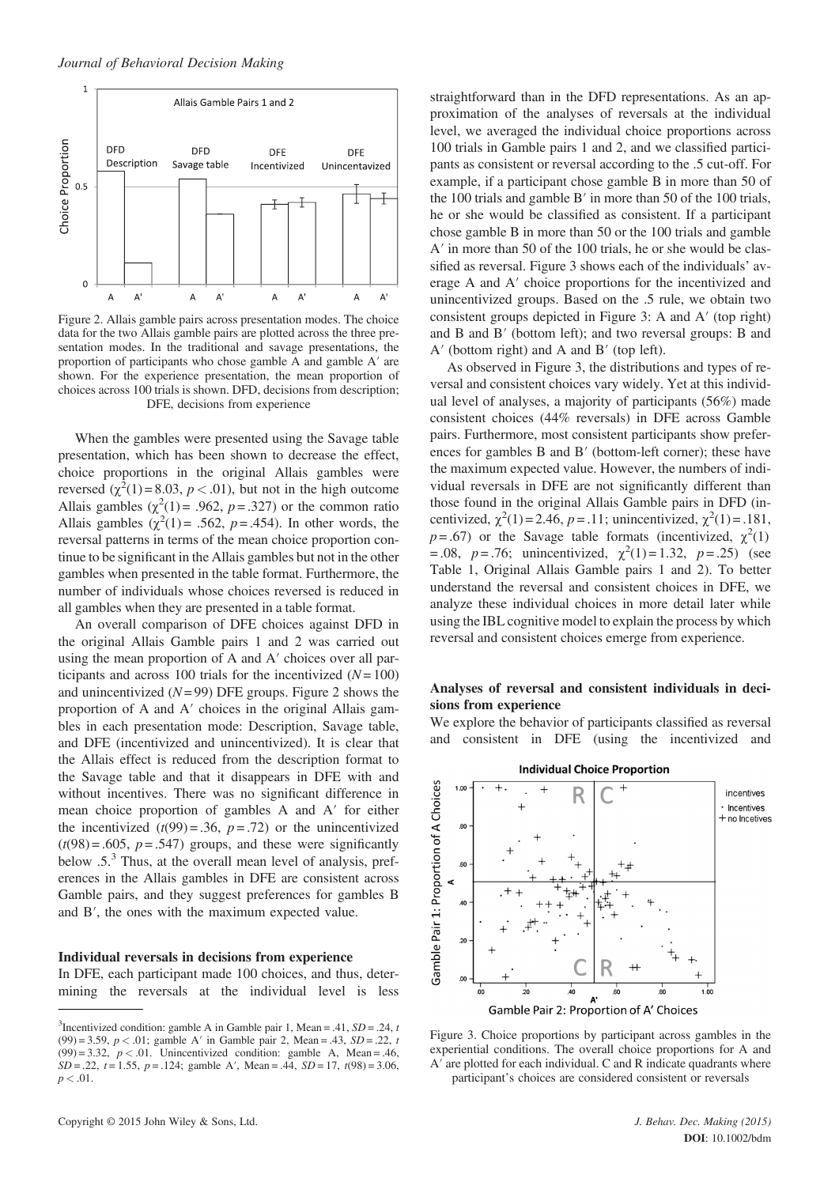Figure 2. Allais gamble pairs across presentation modes. The choice data for the two Allais gamble pairs are plotted across the three presentation modes. In the traditional and savage presentations, the proportion of participants who chose gamble A and gamble A′ are shown. For the experience presentation, the mean proportion of choices across 100 trials is shown. DFD, decisions from description; DFE, decisions from experience

When the gambles were presented using the Savage table presentation, which has been shown to decrease the effect, choice proportions in the original Allais gambles were reversed ($\chi^2(1) = 8.03$, $p < .01$), but not in the high outcome Allais gambles ($\chi^2(1) = .962$, $p = .327$) or the common ratio Allais gambles ($\chi^2(1) = .562$, $p = .454$). In other words, the reversal patterns in terms of the mean choice proportion continue to be significant in the Allais gambles but not in the other gambles when presented in the table format. Furthermore, the number of individuals whose choices reversed is reduced in all gambles when they are presented in a table format.

An overall comparison of DFE choices against DFD in the original Allais Gamble pairs 1 and 2 was carried out using the mean proportion of A and A′ choices over all participants and across 100 trials for the incentivized ($N = 100$) and unincentivized ($N = 99$) DFE groups. Figure 2 shows the proportion of A and A′ choices in the original Allais gambles in each presentation mode: Description, Savage table, and DFE (incentivized and unincentivized). It is clear that the Allais effect is reduced from the description format to the Savage table and that it disappears in DFE with and without incentives. There was no significant difference in mean choice proportion of gambles A and A′ for either the incentivized ($t(99) = .36$, $p = .72$) or the unincentivized ($t(98) = .605$, $p = .547$) groups, and these were significantly below .5.[3] Thus, at the overall mean level of analysis, preferences in the Allais gambles in DFE are consistent across Gamble pairs, and they suggest preferences for gambles B and B′, the ones with the maximum expected value.

#### Individual reversals in decisions from experience

In DFE, each participant made 100 choices, and thus, determining the reversals at the individual level is less straightforward than in the DFD representations. As an approximation of the analyses of reversals at the individual level, we averaged the individual choice proportions across 100 trials in Gamble pairs 1 and 2, and we classified participants as consistent or reversal according to the .5 cut-off. For example, if a participant chose gamble B in more than 50 of the 100 trials and gamble B′ in more than 50 of the 100 trials, he or she would be classified as consistent. If a participant chose gamble B in more than 50 or the 100 trials and gamble A′ in more than 50 of the 100 trials, he or she would be classified as reversal. Figure 3 shows each of the individuals' average A and A′ choice proportions for the incentivized and unincentivized groups. Based on the .5 rule, we obtain two consistent groups depicted in Figure 3: A and A′ (top right) and B and B′ (bottom left); and two reversal groups: B and A′ (bottom right) and A and B′ (top left).

As observed in Figure 3, the distributions and types of reversal and consistent choices vary widely. Yet at this individual level of analyses, a majority of participants (56%) made consistent choices (44% reversals) in DFE across Gamble pairs. Furthermore, most consistent participants show preferences for gambles B and B′ (bottom-left corner); these have the maximum expected value. However, the numbers of individual reversals in DFE are not significantly different than those found in the original Allais Gamble pairs in DFD (incentivized, $\chi^2(1) = 2.46$, $p = .11$; unincentivized, $\chi^2(1) = .181$, $p = .67$) or the Savage table formats (incentivized, $\chi^2(1) = .08$, $p = .76$; unincentivized, $\chi^2(1) = 1.32$, $p = .25$) (see Table 1, Original Allais Gamble pairs 1 and 2). To better understand the reversal and consistent choices in DFE, we analyze these individual choices in more detail later while using the IBL cognitive model to explain the process by which reversal and consistent choices emerge from experience.

#### Analyses of reversal and consistent individuals in decisions from experience

We explore the behavior of participants classified as reversal and consistent in DFE (using the incentivized and

Figure 3. Choice proportions by participant across gambles in the experiential conditions. The overall choice proportions for A and A′ are plotted for each individual. C and R indicate quadrants where participant's choices are considered consistent or reversals

[3] Incentivized condition: gamble A in Gamble pair 1, Mean = .41, $SD = .24$, $t(99) = 3.59$, $p < .01$; gamble A′ in Gamble pair 2, Mean = .43, $SD = .22$, $t(99) = 3.32$, $p < .01$. Unincentivized condition: gamble A, Mean = .46, $SD = .22$, $t = 1.55$, $p = .124$; gamble A′, Mean = .44, $SD = 17$, $t(98) = 3.06$, $p < .01$.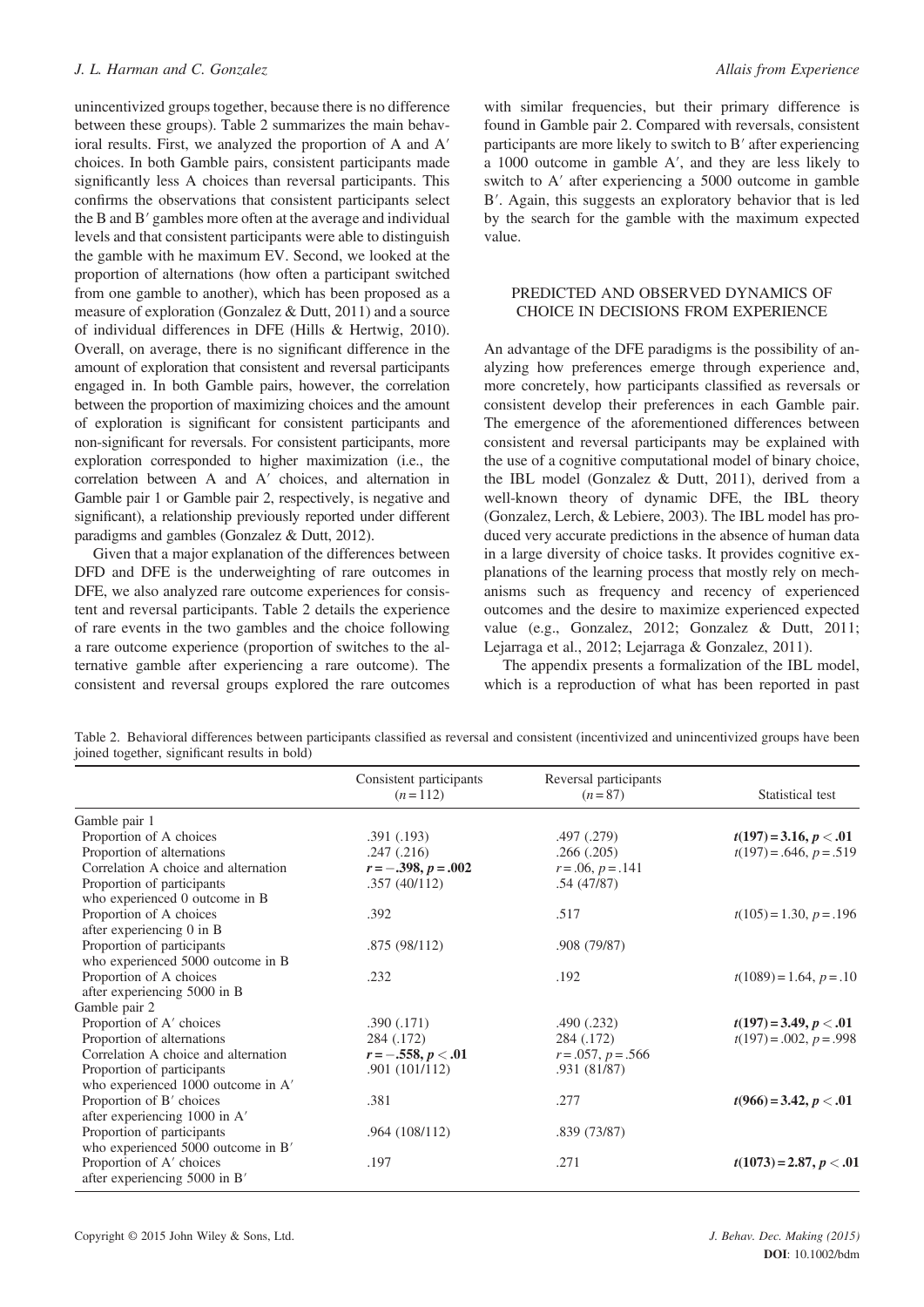unincentivized groups together, because there is no difference between these groups). Table 2 summarizes the main behavioral results. First, we analyzed the proportion of A and A′ choices. In both Gamble pairs, consistent participants made significantly less A choices than reversal participants. This confirms the observations that consistent participants select the B and B′ gambles more often at the average and individual levels and that consistent participants were able to distinguish the gamble with he maximum EV. Second, we looked at the proportion of alternations (how often a participant switched from one gamble to another), which has been proposed as a measure of exploration (Gonzalez & Dutt, 2011) and a source of individual differences in DFE (Hills & Hertwig, 2010). Overall, on average, there is no significant difference in the amount of exploration that consistent and reversal participants engaged in. In both Gamble pairs, however, the correlation between the proportion of maximizing choices and the amount of exploration is significant for consistent participants and non-significant for reversals. For consistent participants, more exploration corresponded to higher maximization (i.e., the correlation between A and A′ choices, and alternation in Gamble pair 1 or Gamble pair 2, respectively, is negative and significant), a relationship previously reported under different paradigms and gambles (Gonzalez & Dutt, 2012).

Given that a major explanation of the differences between DFD and DFE is the underweighting of rare outcomes in DFE, we also analyzed rare outcome experiences for consistent and reversal participants. Table 2 details the experience of rare events in the two gambles and the choice following a rare outcome experience (proportion of switches to the alternative gamble after experiencing a rare outcome). The consistent and reversal groups explored the rare outcomes with similar frequencies, but their primary difference is found in Gamble pair 2. Compared with reversals, consistent participants are more likely to switch to B′ after experiencing a 1000 outcome in gamble A′, and they are less likely to switch to A′ after experiencing a 5000 outcome in gamble B′. Again, this suggests an exploratory behavior that is led by the search for the gamble with the maximum expected value.

## PREDICTED AND OBSERVED DYNAMICS OF CHOICE IN DECISIONS FROM EXPERIENCE

An advantage of the DFE paradigms is the possibility of analyzing how preferences emerge through experience and, more concretely, how participants classified as reversals or consistent develop their preferences in each Gamble pair. The emergence of the aforementioned differences between consistent and reversal participants may be explained with the use of a cognitive computational model of binary choice, the IBL model (Gonzalez & Dutt, 2011), derived from a well-known theory of dynamic DFE, the IBL theory (Gonzalez, Lerch, & Lebiere, 2003). The IBL model has produced very accurate predictions in the absence of human data in a large diversity of choice tasks. It provides cognitive explanations of the learning process that mostly rely on mechanisms such as frequency and recency of experienced outcomes and the desire to maximize experienced expected value (e.g., Gonzalez, 2012; Gonzalez & Dutt, 2011; Lejarraga et al., 2012; Lejarraga & Gonzalez, 2011).

The appendix presents a formalization of the IBL model, which is a reproduction of what has been reported in past

Table 2. Behavioral differences between participants classified as reversal and consistent (incentivized and unincentivized groups have been joined together, significant results in bold)

| | Consistent participants ($n = 112$) | Reversal participants ($n = 87$) | Statistical test |
|---|---|---|---|
| Gamble pair 1 | | | |
| Proportion of A choices | .391 (.193) | .497 (.279) | **$t(197) = 3.16, p < .01$** |
| Proportion of alternations | .247 (.216) | .266 (.205) | $t(197) = .646, p = .519$ |
| Correlation A choice and alternation | **$r = -.398, p = .002$** | $r = .06, p = .141$ | |
| Proportion of participants who experienced 0 outcome in B | .357 (40/112) | .54 (47/87) | |
| Proportion of A choices after experiencing 0 in B | .392 | .517 | $t(105) = 1.30, p = .196$ |
| Proportion of participants who experienced 5000 outcome in B | .875 (98/112) | .908 (79/87) | |
| Proportion of A choices after experiencing 5000 in B | .232 | .192 | $t(1089) = 1.64, p = .10$ |
| Gamble pair 2 | | | |
| Proportion of A′ choices | .390 (.171) | .490 (.232) | **$t(197) = 3.49, p < .01$** |
| Proportion of alternations | 284 (.172) | 284 (.172) | $t(197) = .002, p = .998$ |
| Correlation A choice and alternation | **$r = -.558, p < .01$** | $r = .057, p = .566$ | |
| Proportion of participants who experienced 1000 outcome in A′ | .901 (101/112) | .931 (81/87) | |
| Proportion of B′ choices after experiencing 1000 in A′ | .381 | .277 | **$t(966) = 3.42, p < .01$** |
| Proportion of participants who experienced 5000 outcome in B′ | .964 (108/112) | .839 (73/87) | |
| Proportion of A′ choices after experiencing 5000 in B′ | .197 | .271 | **$t(1073) = 2.87, p < .01$** |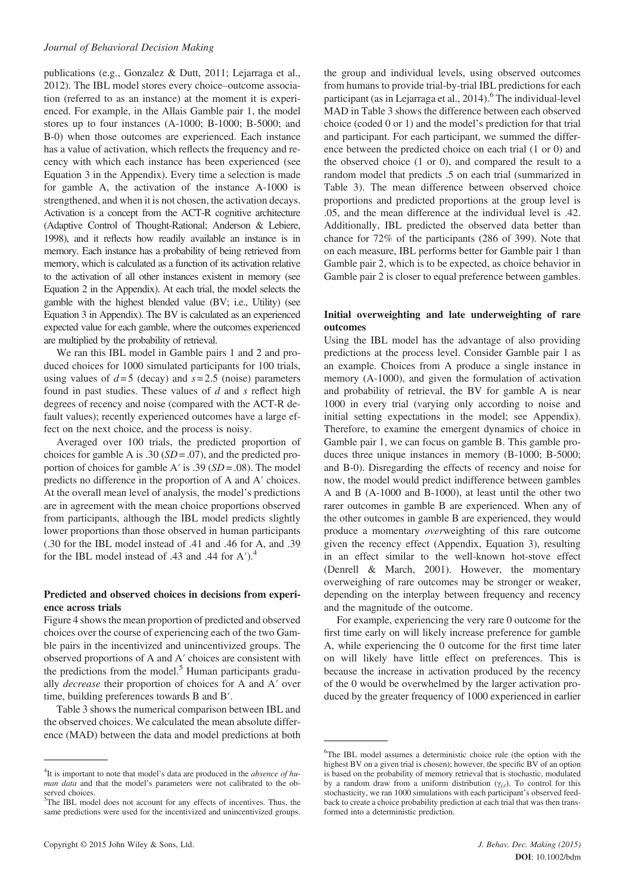publications (e.g., Gonzalez & Dutt, 2011; Lejarraga et al., 2012). The IBL model stores every choice–outcome association (referred to as an instance) at the moment it is experienced. For example, in the Allais Gamble pair 1, the model stores up to four instances (A-1000; B-1000; B-5000; and B-0) when those outcomes are experienced. Each instance has a value of activation, which reflects the frequency and recency with which each instance has been experienced (see Equation 3 in the Appendix). Every time a selection is made for gamble A, the activation of the instance A-1000 is strengthened, and when it is not chosen, the activation decays. Activation is a concept from the ACT-R cognitive architecture (Adaptive Control of Thought-Rational; Anderson & Lebiere, 1998), and it reflects how readily available an instance is in memory. Each instance has a probability of being retrieved from memory, which is calculated as a function of its activation relative to the activation of all other instances existent in memory (see Equation 2 in the Appendix). At each trial, the model selects the gamble with the highest blended value (BV; i.e., Utility) (see Equation 3 in Appendix). The BV is calculated as an experienced expected value for each gamble, where the outcomes experienced are multiplied by the probability of retrieval.

We ran this IBL model in Gamble pairs 1 and 2 and produced choices for 1000 simulated participants for 100 trials, using values of $d = 5$ (decay) and $s = 2.5$ (noise) parameters found in past studies. These values of $d$ and $s$ reflect high degrees of recency and noise (compared with the ACT-R default values); recently experienced outcomes have a large effect on the next choice, and the process is noisy.

Averaged over 100 trials, the predicted proportion of choices for gamble A is .30 ($SD = .07$), and the predicted proportion of choices for gamble A′ is .39 ($SD = .08$). The model predicts no difference in the proportion of A and A′ choices. At the overall mean level of analysis, the model's predictions are in agreement with the mean choice proportions observed from participants, although the IBL model predicts slightly lower proportions than those observed in human participants (.30 for the IBL model instead of .41 and .46 for A, and .39 for the IBL model instead of .43 and .44 for A′).[4]

### Predicted and observed choices in decisions from experience across trials

Figure 4 shows the mean proportion of predicted and observed choices over the course of experiencing each of the two Gamble pairs in the incentivized and unincentivized groups. The observed proportions of A and A′ choices are consistent with the predictions from the model.[5] Human participants gradually *decrease* their proportion of choices for A and A′ over time, building preferences towards B and B′.

Table 3 shows the numerical comparison between IBL and the observed choices. We calculated the mean absolute difference (MAD) between the data and model predictions at both the group and individual levels, using observed outcomes from humans to provide trial-by-trial IBL predictions for each participant (as in Lejarraga et al., 2014).[6] The individual-level MAD in Table 3 shows the difference between each observed choice (coded 0 or 1) and the model's prediction for that trial and participant. For each participant, we summed the difference between the predicted choice on each trial (1 or 0) and the observed choice (1 or 0), and compared the result to a random model that predicts .5 on each trial (summarized in Table 3). The mean difference between observed choice proportions and predicted proportions at the group level is .05, and the mean difference at the individual level is .42. Additionally, IBL predicted the observed data better than chance for 72% of the participants (286 of 399). Note that on each measure, IBL performs better for Gamble pair 1 than Gamble pair 2, which is to be expected, as choice behavior in Gamble pair 2 is closer to equal preference between gambles.

### Initial overweighting and late underweighting of rare outcomes

Using the IBL model has the advantage of also providing predictions at the process level. Consider Gamble pair 1 as an example. Choices from A produce a single instance in memory (A-1000), and given the formulation of activation and probability of retrieval, the BV for gamble A is near 1000 in every trial (varying only according to noise and initial setting expectations in the model; see Appendix). Therefore, to examine the emergent dynamics of choice in Gamble pair 1, we can focus on gamble B. This gamble produces three unique instances in memory (B-1000; B-5000; and B-0). Disregarding the effects of recency and noise for now, the model would predict indifference between gambles A and B (A-1000 and B-1000), at least until the other two rarer outcomes in gamble B are experienced. When any of the other outcomes in gamble B are experienced, they would produce a momentary *over*weighting of this rare outcome given the recency effect (Appendix, Equation 3), resulting in an effect similar to the well-known hot-stove effect (Denrell & March, 2001). However, the momentary overweighing of rare outcomes may be stronger or weaker, depending on the interplay between frequency and recency and the magnitude of the outcome.

For example, experiencing the very rare 0 outcome for the first time early on will likely increase preference for gamble A, while experiencing the 0 outcome for the first time later on will likely have little effect on preferences. This is because the increase in activation produced by the recency of the 0 would be overwhelmed by the larger activation produced by the greater frequency of 1000 experienced in earlier

---

[4]It is important to note that model's data are produced in the *absence of human data* and that the model's parameters were not calibrated to the observed choices.

[5]The IBL model does not account for any effects of incentives. Thus, the same predictions were used for the incentivized and unincentivized groups.

[6]The IBL model assumes a deterministic choice rule (the option with the highest BV on a given trial is chosen); however, the specific BV of an option is based on the probability of memory retrieval that is stochastic, modulated by a random draw from a uniform distribution ($\gamma_{i,t}$). To control for this stochasticity, we ran 1000 simulations with each participant's observed feedback to create a choice probability prediction at each trial that was then transformed into a deterministic prediction.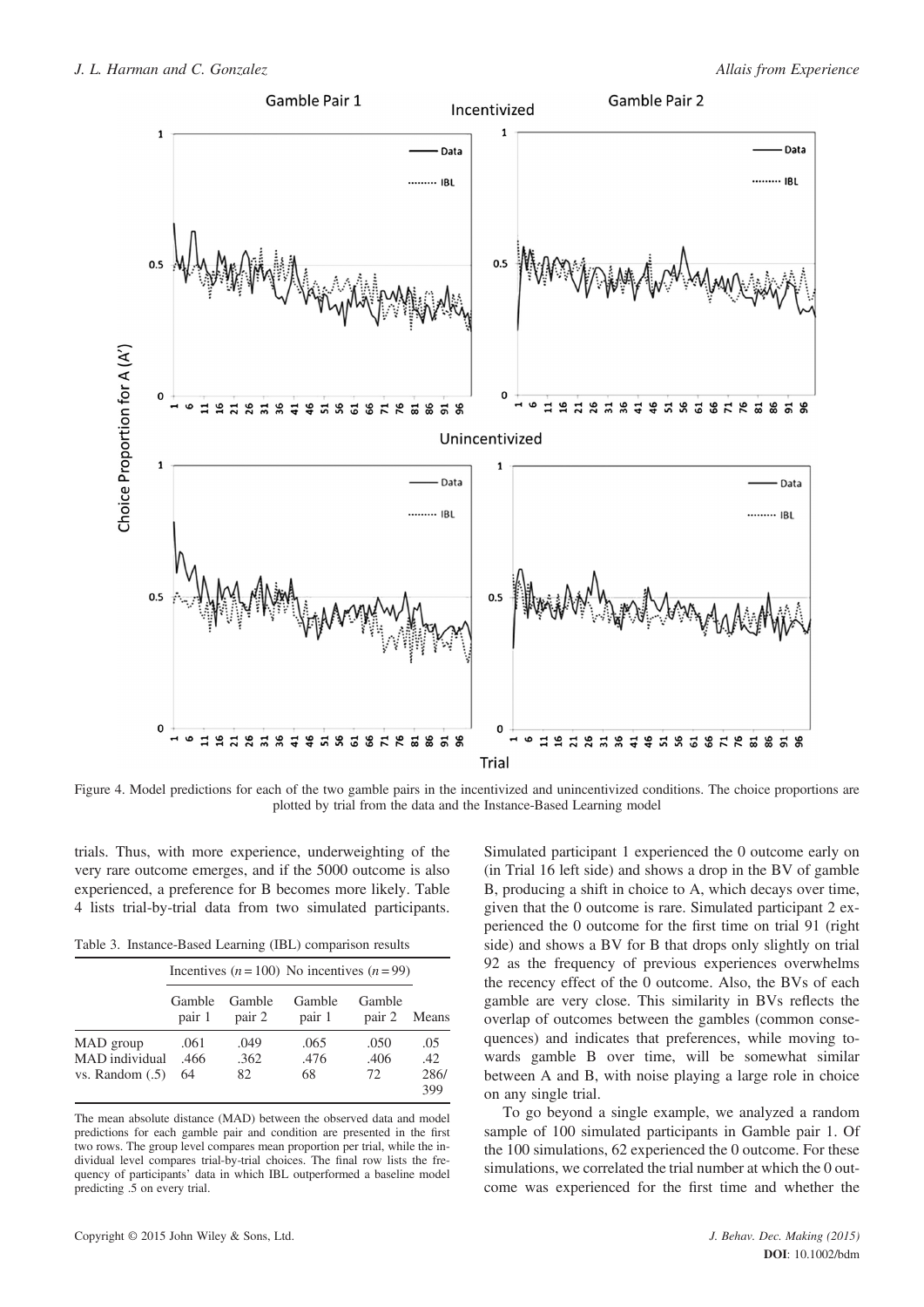Figure 4. Model predictions for each of the two gamble pairs in the incentivized and unincentivized conditions. The choice proportions are plotted by trial from the data and the Instance-Based Learning model

trials. Thus, with more experience, underweighting of the very rare outcome emerges, and if the 5000 outcome is also experienced, a preference for B becomes more likely. Table 4 lists trial-by-trial data from two simulated participants.

Table 3. Instance-Based Learning (IBL) comparison results

| | Incentives ($n = 100$) | | No incentives ($n = 99$) | | |
|---|---|---|---|---|---|
| | Gamble pair 1 | Gamble pair 2 | Gamble pair 1 | Gamble pair 2 | Means |
| MAD group | .061 | .049 | .065 | .050 | .05 |
| MAD individual | .466 | .362 | .476 | .406 | .42 |
| vs. Random (.5) | 64 | 82 | 68 | 72 | 286/399 |

The mean absolute distance (MAD) between the observed data and model predictions for each gamble pair and condition are presented in the first two rows. The group level compares mean proportion per trial, while the individual level compares trial-by-trial choices. The final row lists the frequency of participants' data in which IBL outperformed a baseline model predicting .5 on every trial.

Simulated participant 1 experienced the 0 outcome early on (in Trial 16 left side) and shows a drop in the BV of gamble B, producing a shift in choice to A, which decays over time, given that the 0 outcome is rare. Simulated participant 2 experienced the 0 outcome for the first time on trial 91 (right side) and shows a BV for B that drops only slightly on trial 92 as the frequency of previous experiences overwhelms the recency effect of the 0 outcome. Also, the BVs of each gamble are very close. This similarity in BVs reflects the overlap of outcomes between the gambles (common consequences) and indicates that preferences, while moving towards gamble B over time, will be somewhat similar between A and B, with noise playing a large role in choice on any single trial.

To go beyond a single example, we analyzed a random sample of 100 simulated participants in Gamble pair 1. Of the 100 simulations, 62 experienced the 0 outcome. For these simulations, we correlated the trial number at which the 0 outcome was experienced for the first time and whether the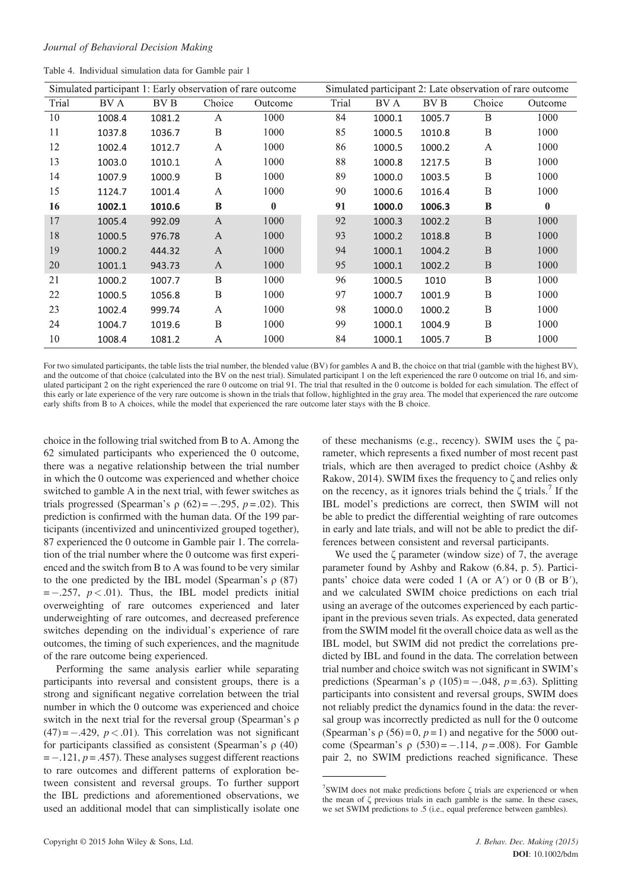Table 4. Individual simulation data for Gamble pair 1

| Simulated participant 1: Early observation of rare outcome | | | | | Simulated participant 2: Late observation of rare outcome | | | | |
|---|---|---|---|---|---|---|---|---|---|
| Trial | BV A | BV B | Choice | Outcome | Trial | BV A | BV B | Choice | Outcome |
| 10 | 1008.4 | 1081.2 | A | 1000 | 84 | 1000.1 | 1005.7 | B | 1000 |
| 11 | 1037.8 | 1036.7 | B | 1000 | 85 | 1000.5 | 1010.8 | B | 1000 |
| 12 | 1002.4 | 1012.7 | A | 1000 | 86 | 1000.5 | 1000.2 | A | 1000 |
| 13 | 1003.0 | 1010.1 | A | 1000 | 88 | 1000.8 | 1217.5 | B | 1000 |
| 14 | 1007.9 | 1000.9 | B | 1000 | 89 | 1000.0 | 1003.5 | B | 1000 |
| 15 | 1124.7 | 1001.4 | A | 1000 | 90 | 1000.6 | 1016.4 | B | 1000 |
| **16** | **1002.1** | **1010.6** | **B** | **0** | **91** | **1000.0** | **1006.3** | **B** | **0** |
| 17 | 1005.4 | 992.09 | A | 1000 | 92 | 1000.3 | 1002.2 | B | 1000 |
| 18 | 1000.5 | 976.78 | A | 1000 | 93 | 1000.2 | 1018.8 | B | 1000 |
| 19 | 1000.2 | 444.32 | A | 1000 | 94 | 1000.1 | 1004.2 | B | 1000 |
| 20 | 1001.1 | 943.73 | A | 1000 | 95 | 1000.1 | 1002.2 | B | 1000 |
| 21 | 1000.2 | 1007.7 | B | 1000 | 96 | 1000.5 | 1010 | B | 1000 |
| 22 | 1000.5 | 1056.8 | B | 1000 | 97 | 1000.7 | 1001.9 | B | 1000 |
| 23 | 1002.4 | 999.74 | A | 1000 | 98 | 1000.0 | 1000.2 | B | 1000 |
| 24 | 1004.7 | 1019.6 | B | 1000 | 99 | 1000.1 | 1004.9 | B | 1000 |
| 10 | 1008.4 | 1081.2 | A | 1000 | 84 | 1000.1 | 1005.7 | B | 1000 |

For two simulated participants, the table lists the trial number, the blended value (BV) for gambles A and B, the choice on that trial (gamble with the highest BV), and the outcome of that choice (calculated into the BV on the nest trial). Simulated participant 1 on the left experienced the rare 0 outcome on trial 16, and simulated participant 2 on the right experienced the rare 0 outcome on trial 91. The trial that resulted in the 0 outcome is bolded for each simulation. The effect of this early or late experience of the very rare outcome is shown in the trials that follow, highlighted in the gray area. The model that experienced the rare outcome early shifts from B to A choices, while the model that experienced the rare outcome later stays with the B choice.

choice in the following trial switched from B to A. Among the 62 simulated participants who experienced the 0 outcome, there was a negative relationship between the trial number in which the 0 outcome was experienced and whether choice switched to gamble A in the next trial, with fewer switches as trials progressed (Spearman's $\rho$ (62) = −.295, $p$ = .02). This prediction is confirmed with the human data. Of the 199 participants (incentivized and unincentivized grouped together), 87 experienced the 0 outcome in Gamble pair 1. The correlation of the trial number where the 0 outcome was first experienced and the switch from B to A was found to be very similar to the one predicted by the IBL model (Spearman's $\rho$ (87) = −.257, $p$ < .01). Thus, the IBL model predicts initial overweighting of rare outcomes experienced and later underweighting of rare outcomes, and decreased preference switches depending on the individual's experience of rare outcomes, the timing of such experiences, and the magnitude of the rare outcome being experienced.

Performing the same analysis earlier while separating participants into reversal and consistent groups, there is a strong and significant negative correlation between the trial number in which the 0 outcome was experienced and choice switch in the next trial for the reversal group (Spearman's $\rho$ (47) = −.429, $p$ < .01). This correlation was not significant for participants classified as consistent (Spearman's $\rho$ (40) = −.121, $p$ = .457). These analyses suggest different reactions to rare outcomes and different patterns of exploration between consistent and reversal groups. To further support the IBL predictions and aforementioned observations, we used an additional model that can simplistically isolate one of these mechanisms (e.g., recency). SWIM uses the $\zeta$ parameter, which represents a fixed number of most recent past trials, which are then averaged to predict choice (Ashby & Rakow, 2014). SWIM fixes the frequency to $\zeta$ and relies only on the recency, as it ignores trials behind the $\zeta$ trials.[7] If the IBL model's predictions are correct, then SWIM will not be able to predict the differential weighting of rare outcomes in early and late trials, and will not be able to predict the differences between consistent and reversal participants.

We used the $\zeta$ parameter (window size) of 7, the average parameter found by Ashby and Rakow (6.84, p. 5). Participants' choice data were coded 1 (A or A′) or 0 (B or B′), and we calculated SWIM choice predictions on each trial using an average of the outcomes experienced by each participant in the previous seven trials. As expected, data generated from the SWIM model fit the overall choice data as well as the IBL model, but SWIM did not predict the correlations predicted by IBL and found in the data. The correlation between trial number and choice switch was not significant in SWIM's predictions (Spearman's $\rho$ (105) = −.048, $p$ = .63). Splitting participants into consistent and reversal groups, SWIM does not reliably predict the dynamics found in the data: the reversal group was incorrectly predicted as null for the 0 outcome (Spearman's $\rho$ (56) = 0, $p$ = 1) and negative for the 5000 outcome (Spearman's $\rho$ (530) = −.114, $p$ = .008). For Gamble pair 2, no SWIM predictions reached significance. These

[7]SWIM does not make predictions before $\zeta$ trials are experienced or when the mean of $\zeta$ previous trials in each gamble is the same. In these cases, we set SWIM predictions to .5 (i.e., equal preference between gambles).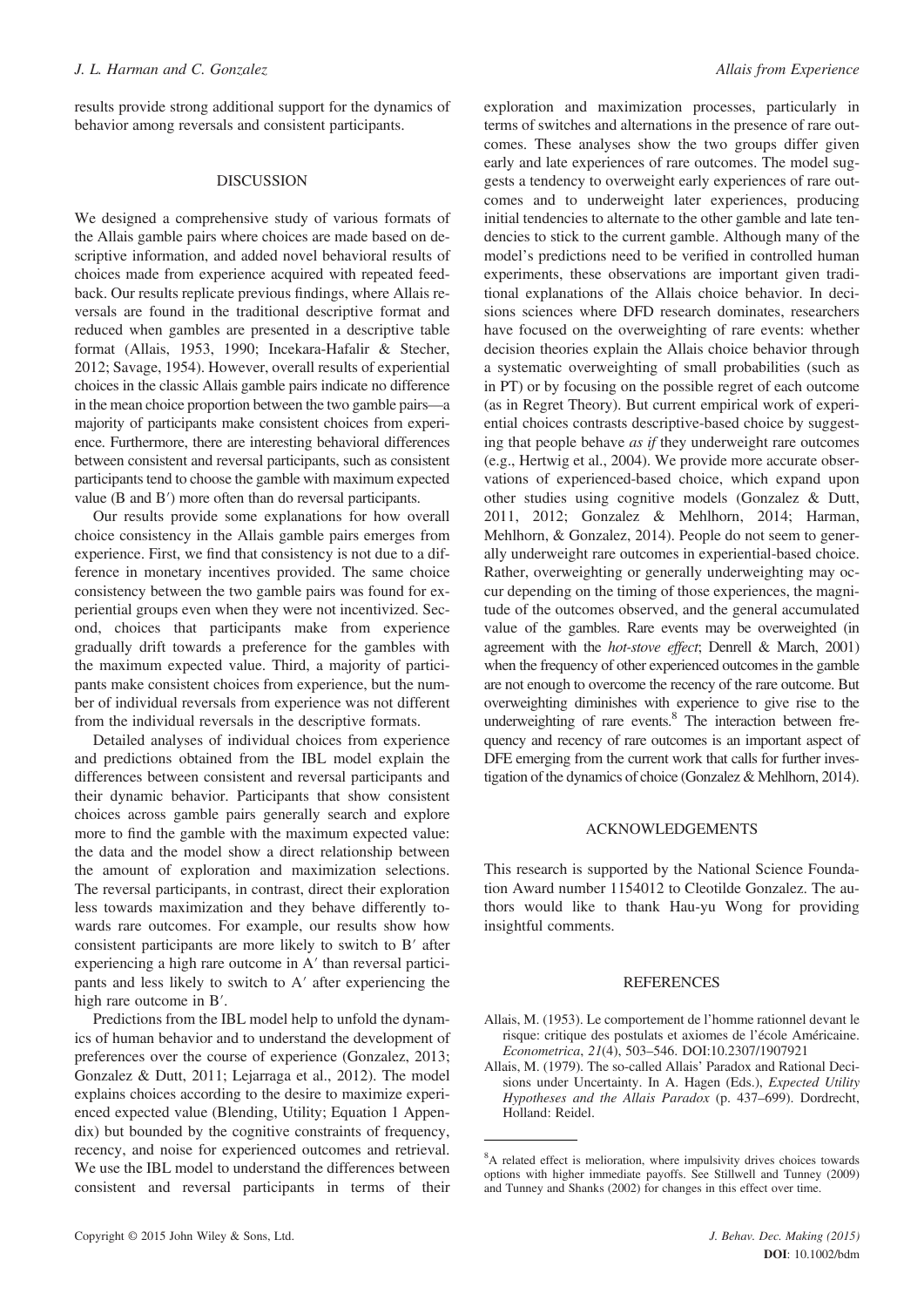results provide strong additional support for the dynamics of behavior among reversals and consistent participants.

## DISCUSSION

We designed a comprehensive study of various formats of the Allais gamble pairs where choices are made based on descriptive information, and added novel behavioral results of choices made from experience acquired with repeated feedback. Our results replicate previous findings, where Allais reversals are found in the traditional descriptive format and reduced when gambles are presented in a descriptive table format (Allais, 1953, 1990; Incekara-Hafalir & Stecher, 2012; Savage, 1954). However, overall results of experiential choices in the classic Allais gamble pairs indicate no difference in the mean choice proportion between the two gamble pairs—a majority of participants make consistent choices from experience. Furthermore, there are interesting behavioral differences between consistent and reversal participants, such as consistent participants tend to choose the gamble with maximum expected value (B and B′) more often than do reversal participants.

Our results provide some explanations for how overall choice consistency in the Allais gamble pairs emerges from experience. First, we find that consistency is not due to a difference in monetary incentives provided. The same choice consistency between the two gamble pairs was found for experiential groups even when they were not incentivized. Second, choices that participants make from experience gradually drift towards a preference for the gambles with the maximum expected value. Third, a majority of participants make consistent choices from experience, but the number of individual reversals from experience was not different from the individual reversals in the descriptive formats.

Detailed analyses of individual choices from experience and predictions obtained from the IBL model explain the differences between consistent and reversal participants and their dynamic behavior. Participants that show consistent choices across gamble pairs generally search and explore more to find the gamble with the maximum expected value: the data and the model show a direct relationship between the amount of exploration and maximization selections. The reversal participants, in contrast, direct their exploration less towards maximization and they behave differently towards rare outcomes. For example, our results show how consistent participants are more likely to switch to B′ after experiencing a high rare outcome in A′ than reversal participants and less likely to switch to A′ after experiencing the high rare outcome in B′.

Predictions from the IBL model help to unfold the dynamics of human behavior and to understand the development of preferences over the course of experience (Gonzalez, 2013; Gonzalez & Dutt, 2011; Lejarraga et al., 2012). The model explains choices according to the desire to maximize experienced expected value (Blending, Utility; Equation 1 Appendix) but bounded by the cognitive constraints of frequency, recency, and noise for experienced outcomes and retrieval. We use the IBL model to understand the differences between consistent and reversal participants in terms of their exploration and maximization processes, particularly in terms of switches and alternations in the presence of rare outcomes. These analyses show the two groups differ given early and late experiences of rare outcomes. The model suggests a tendency to overweight early experiences of rare outcomes and to underweight later experiences, producing initial tendencies to alternate to the other gamble and late tendencies to stick to the current gamble. Although many of the model's predictions need to be verified in controlled human experiments, these observations are important given traditional explanations of the Allais choice behavior. In decisions sciences where DFD research dominates, researchers have focused on the overweighting of rare events: whether decision theories explain the Allais choice behavior through a systematic overweighting of small probabilities (such as in PT) or by focusing on the possible regret of each outcome (as in Regret Theory). But current empirical work of experiential choices contrasts descriptive-based choice by suggesting that people behave *as if* they underweight rare outcomes (e.g., Hertwig et al., 2004). We provide more accurate observations of experienced-based choice, which expand upon other studies using cognitive models (Gonzalez & Dutt, 2011, 2012; Gonzalez & Mehlhorn, 2014; Harman, Mehlhorn, & Gonzalez, 2014). People do not seem to generally underweight rare outcomes in experiential-based choice. Rather, overweighting or generally underweighting may occur depending on the timing of those experiences, the magnitude of the outcomes observed, and the general accumulated value of the gambles. Rare events may be overweighted (in agreement with the *hot-stove effect*; Denrell & March, 2001) when the frequency of other experienced outcomes in the gamble are not enough to overcome the recency of the rare outcome. But overweighting diminishes with experience to give rise to the underweighting of rare events.[8] The interaction between frequency and recency of rare outcomes is an important aspect of DFE emerging from the current work that calls for further investigation of the dynamics of choice (Gonzalez & Mehlhorn, 2014).

## ACKNOWLEDGEMENTS

This research is supported by the National Science Foundation Award number 1154012 to Cleotilde Gonzalez. The authors would like to thank Hau-yu Wong for providing insightful comments.

## REFERENCES

Allais, M. (1953). Le comportement de l'homme rationnel devant le risque: critique des postulats et axiomes de l'école Américaine. *Econometrica*, *21*(4), 503–546. DOI:10.2307/1907921

Allais, M. (1979). The so-called Allais' Paradox and Rational Decisions under Uncertainty. In A. Hagen (Eds.), *Expected Utility Hypotheses and the Allais Paradox* (p. 437–699). Dordrecht, Holland: Reidel.

[8]A related effect is melioration, where impulsivity drives choices towards options with higher immediate payoffs. See Stillwell and Tunney (2009) and Tunney and Shanks (2002) for changes in this effect over time.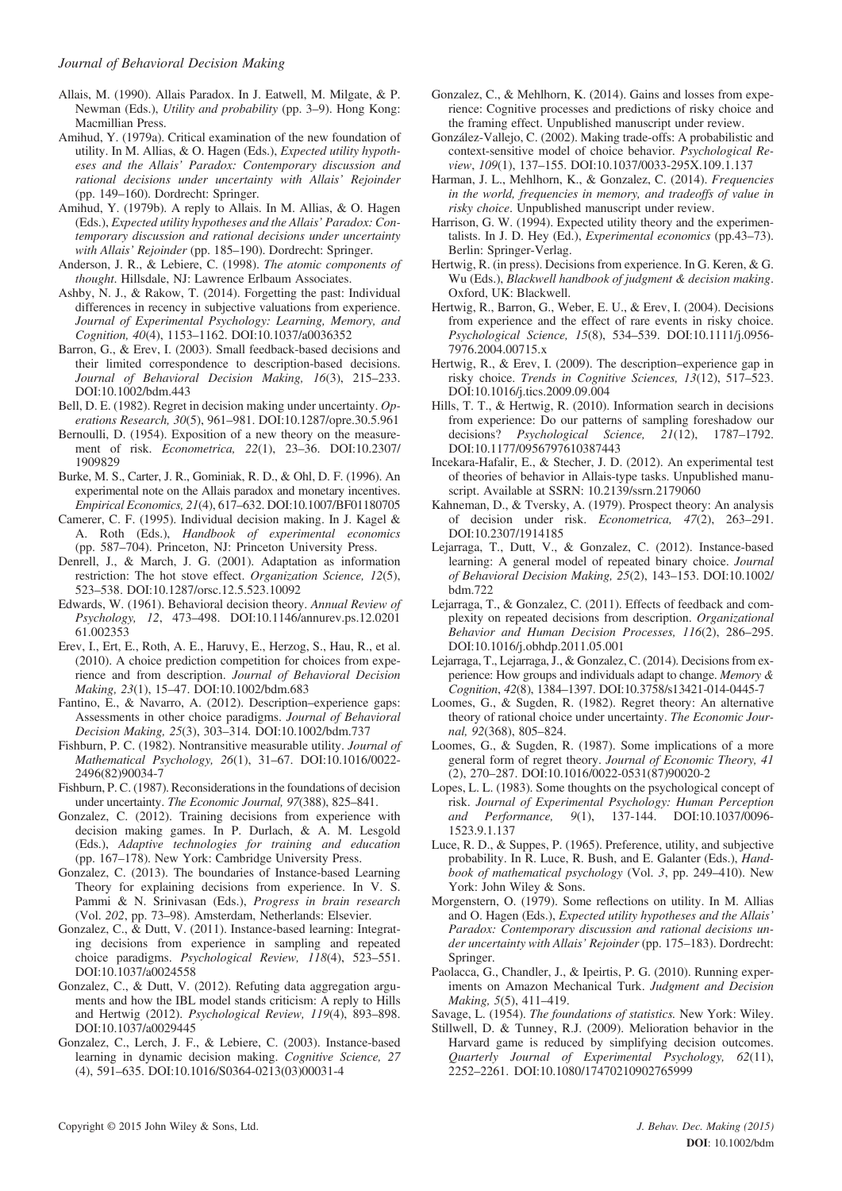Allais, M. (1990). Allais Paradox. In J. Eatwell, M. Milgate, & P. Newman (Eds.), *Utility and probability* (pp. 3–9). Hong Kong: Macmillian Press.

Amihud, Y. (1979a). Critical examination of the new foundation of utility. In M. Allias, & O. Hagen (Eds.), *Expected utility hypotheses and the Allais' Paradox: Contemporary discussion and rational decisions under uncertainty with Allais' Rejoinder* (pp. 149–160). Dordrecht: Springer.

Amihud, Y. (1979b). A reply to Allais. In M. Allias, & O. Hagen (Eds.), *Expected utility hypotheses and the Allais' Paradox: Contemporary discussion and rational decisions under uncertainty with Allais' Rejoinder* (pp. 185–190). Dordrecht: Springer.

Anderson, J. R., & Lebiere, C. (1998). *The atomic components of thought*. Hillsdale, NJ: Lawrence Erlbaum Associates.

Ashby, N. J., & Rakow, T. (2014). Forgetting the past: Individual differences in recency in subjective valuations from experience. *Journal of Experimental Psychology: Learning, Memory, and Cognition, 40*(4), 1153–1162. DOI:10.1037/a0036352

Barron, G., & Erev, I. (2003). Small feedback-based decisions and their limited correspondence to description-based decisions. *Journal of Behavioral Decision Making, 16*(3), 215–233. DOI:10.1002/bdm.443

Bell, D. E. (1982). Regret in decision making under uncertainty. *Operations Research, 30*(5), 961–981. DOI:10.1287/opre.30.5.961

Bernoulli, D. (1954). Exposition of a new theory on the measurement of risk. *Econometrica, 22*(1), 23–36. DOI:10.2307/1909829

Burke, M. S., Carter, J. R., Gominiak, R. D., & Ohl, D. F. (1996). An experimental note on the Allais paradox and monetary incentives. *Empirical Economics, 21*(4), 617–632. DOI:10.1007/BF01180705

Camerer, C. F. (1995). Individual decision making. In J. Kagel & A. Roth (Eds.), *Handbook of experimental economics* (pp. 587–704). Princeton, NJ: Princeton University Press.

Denrell, J., & March, J. G. (2001). Adaptation as information restriction: The hot stove effect. *Organization Science, 12*(5), 523–538. DOI:10.1287/orsc.12.5.523.10092

Edwards, W. (1961). Behavioral decision theory. *Annual Review of Psychology, 12*, 473–498. DOI:10.1146/annurev.ps.12.020161.002353

Erev, I., Ert, E., Roth, A. E., Haruvy, E., Herzog, S., Hau, R., et al. (2010). A choice prediction competition for choices from experience and from description. *Journal of Behavioral Decision Making, 23*(1), 15–47. DOI:10.1002/bdm.683

Fantino, E., & Navarro, A. (2012). Description–experience gaps: Assessments in other choice paradigms. *Journal of Behavioral Decision Making, 25*(3), 303–314. DOI:10.1002/bdm.737

Fishburn, P. C. (1982). Nontransitive measurable utility. *Journal of Mathematical Psychology, 26*(1), 31–67. DOI:10.1016/0022-2496(82)90034-7

Fishburn, P. C. (1987). Reconsiderations in the foundations of decision under uncertainty. *The Economic Journal, 97*(388), 825–841.

Gonzalez, C. (2012). Training decisions from experience with decision making games. In P. Durlach, & A. M. Lesgold (Eds.), *Adaptive technologies for training and education* (pp. 167–178). New York: Cambridge University Press.

Gonzalez, C. (2013). The boundaries of Instance-based Learning Theory for explaining decisions from experience. In V. S. Pammi & N. Srinivasan (Eds.), *Progress in brain research* (Vol. *202*, pp. 73–98). Amsterdam, Netherlands: Elsevier.

Gonzalez, C., & Dutt, V. (2011). Instance-based learning: Integrating decisions from experience in sampling and repeated choice paradigms. *Psychological Review, 118*(4), 523–551. DOI:10.1037/a0024558

Gonzalez, C., & Dutt, V. (2012). Refuting data aggregation arguments and how the IBL model stands criticism: A reply to Hills and Hertwig (2012). *Psychological Review, 119*(4), 893–898. DOI:10.1037/a0029445

Gonzalez, C., Lerch, J. F., & Lebiere, C. (2003). Instance-based learning in dynamic decision making. *Cognitive Science, 27*(4), 591–635. DOI:10.1016/S0364-0213(03)00031-4

Gonzalez, C., & Mehlhorn, K. (2014). Gains and losses from experience: Cognitive processes and predictions of risky choice and the framing effect. Unpublished manuscript under review.

González-Vallejo, C. (2002). Making trade-offs: A probabilistic and context-sensitive model of choice behavior. *Psychological Review, 109*(1), 137–155. DOI:10.1037/0033-295X.109.1.137

Harman, J. L., Mehlhorn, K., & Gonzalez, C. (2014). *Frequencies in the world, frequencies in memory, and tradeoffs of value in risky choice*. Unpublished manuscript under review.

Harrison, G. W. (1994). Expected utility theory and the experimentalists. In J. D. Hey (Ed.), *Experimental economics* (pp.43–73). Berlin: Springer-Verlag.

Hertwig, R. (in press). Decisions from experience. In G. Keren, & G. Wu (Eds.), *Blackwell handbook of judgment & decision making*. Oxford, UK: Blackwell.

Hertwig, R., Barron, G., Weber, E. U., & Erev, I. (2004). Decisions from experience and the effect of rare events in risky choice. *Psychological Science, 15*(8), 534–539. DOI:10.1111/j.0956-7976.2004.00715.x

Hertwig, R., & Erev, I. (2009). The description–experience gap in risky choice. *Trends in Cognitive Sciences, 13*(12), 517–523. DOI:10.1016/j.tics.2009.09.004

Hills, T. T., & Hertwig, R. (2010). Information search in decisions from experience: Do our patterns of sampling foreshadow our decisions? *Psychological Science, 21*(12), 1787–1792. DOI:10.1177/0956797610387443

Incekara-Hafalir, E., & Stecher, J. D. (2012). An experimental test of theories of behavior in Allais-type tasks. Unpublished manuscript. Available at SSRN: 10.2139/ssrn.2179060

Kahneman, D., & Tversky, A. (1979). Prospect theory: An analysis of decision under risk. *Econometrica, 47*(2), 263–291. DOI:10.2307/1914185

Lejarraga, T., Dutt, V., & Gonzalez, C. (2012). Instance-based learning: A general model of repeated binary choice. *Journal of Behavioral Decision Making, 25*(2), 143–153. DOI:10.1002/bdm.722

Lejarraga, T., & Gonzalez, C. (2011). Effects of feedback and complexity on repeated decisions from description. *Organizational Behavior and Human Decision Processes, 116*(2), 286–295. DOI:10.1016/j.obhdp.2011.05.001

Lejarraga, T., Lejarraga, J., & Gonzalez, C. (2014). Decisions from experience: How groups and individuals adapt to change. *Memory & Cognition, 42*(8), 1384–1397. DOI:10.3758/s13421-014-0445-7

Loomes, G., & Sugden, R. (1982). Regret theory: An alternative theory of rational choice under uncertainty. *The Economic Journal, 92*(368), 805–824.

Loomes, G., & Sugden, R. (1987). Some implications of a more general form of regret theory. *Journal of Economic Theory, 41* (2), 270–287. DOI:10.1016/0022-0531(87)90020-2

Lopes, L. L. (1983). Some thoughts on the psychological concept of risk. *Journal of Experimental Psychology: Human Perception and Performance, 9*(1), 137-144. DOI:10.1037/0096-1523.9.1.137

Luce, R. D., & Suppes, P. (1965). Preference, utility, and subjective probability. In R. Luce, R. Bush, and E. Galanter (Eds.), *Handbook of mathematical psychology* (Vol. *3*, pp. 249–410). New York: John Wiley & Sons.

Morgenstern, O. (1979). Some reflections on utility. In M. Allias and O. Hagen (Eds.), *Expected utility hypotheses and the Allais' Paradox: Contemporary discussion and rational decisions under uncertainty with Allais' Rejoinder* (pp. 175–183). Dordrecht: Springer.

Paolacca, G., Chandler, J., & Ipeirtis, P. G. (2010). Running experiments on Amazon Mechanical Turk. *Judgment and Decision Making, 5*(5), 411–419.

Savage, L. (1954). *The foundations of statistics.* New York: Wiley.

Stillwell, D. & Tunney, R.J. (2009). Melioration behavior in the Harvard game is reduced by simplifying decision outcomes. *Quarterly Journal of Experimental Psychology, 62*(11), 2252–2261. DOI:10.1080/17470210902765999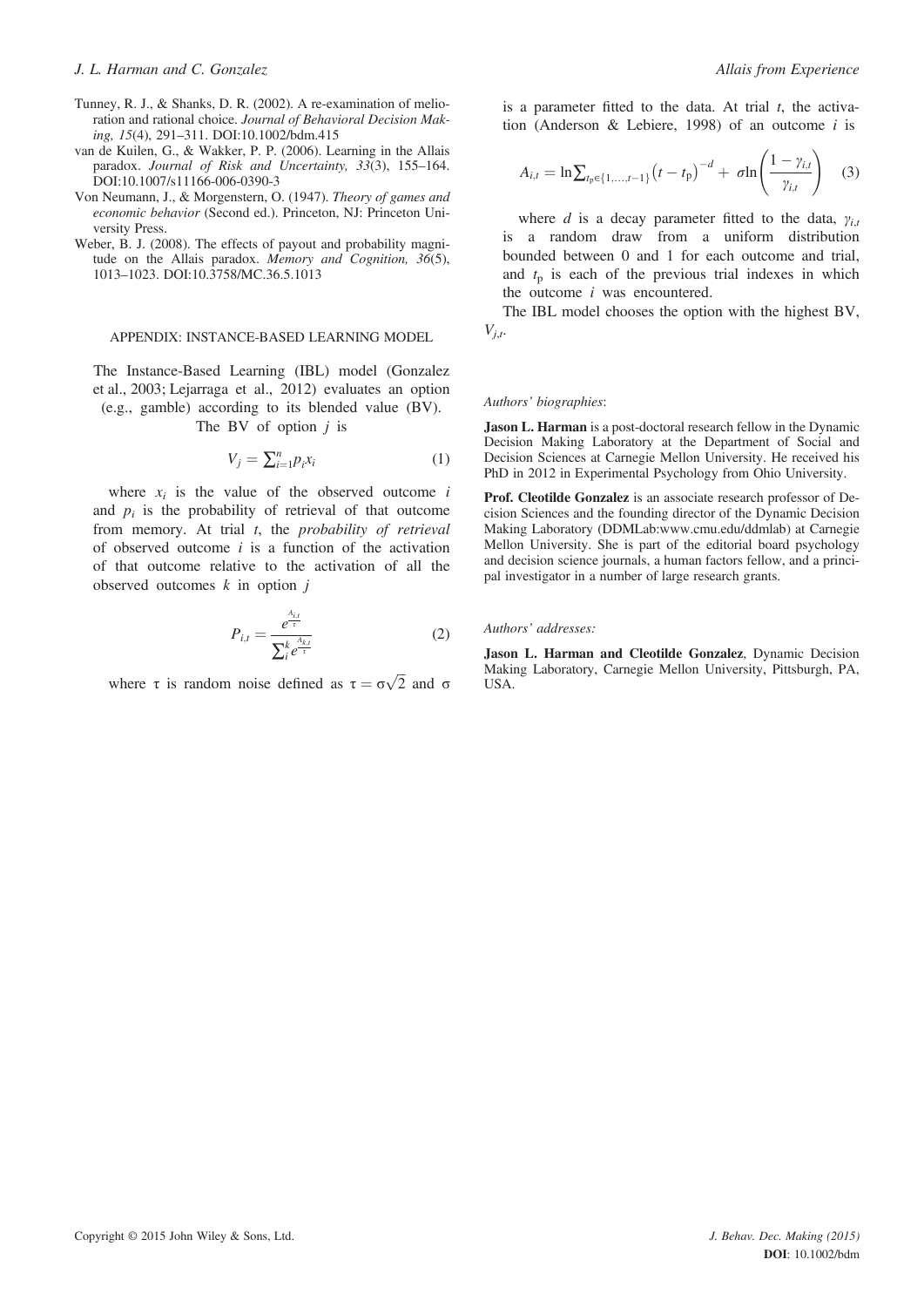Tunney, R. J., & Shanks, D. R. (2002). A re-examination of melioration and rational choice. *Journal of Behavioral Decision Making, 15*(4), 291–311. DOI:10.1002/bdm.415

van de Kuilen, G., & Wakker, P. P. (2006). Learning in the Allais paradox. *Journal of Risk and Uncertainty, 33*(3), 155–164. DOI:10.1007/s11166-006-0390-3

Von Neumann, J., & Morgenstern, O. (1947). *Theory of games and economic behavior* (Second ed.). Princeton, NJ: Princeton University Press.

Weber, B. J. (2008). The effects of payout and probability magnitude on the Allais paradox. *Memory and Cognition, 36*(5), 1013–1023. DOI:10.3758/MC.36.5.1013

## APPENDIX: INSTANCE-BASED LEARNING MODEL

The Instance-Based Learning (IBL) model (Gonzalez et al., 2003; Lejarraga et al., 2012) evaluates an option (e.g., gamble) according to its blended value (BV).

The BV of option $j$ is

$$V_j = \sum_{i=1}^{n} p_i x_i \tag{1}$$

where $x_i$ is the value of the observed outcome $i$ and $p_i$ is the probability of retrieval of that outcome from memory. At trial $t$, the *probability of retrieval* of observed outcome $i$ is a function of the activation of that outcome relative to the activation of all the observed outcomes $k$ in option $j$

$$P_{i,t} = \frac{e^{\frac{A_{i,t}}{\tau}}}{\sum_i^k e^{\frac{A_{k,t}}{\tau}}} \tag{2}$$

where $\tau$ is random noise defined as $\tau = \sigma\sqrt{2}$ and $\sigma$ is a parameter fitted to the data. At trial $t$, the activation (Anderson & Lebiere, 1998) of an outcome $i$ is

$$A_{i,t} = \ln \sum_{t_p \in \{1,\ldots,t-1\}} \left(t - t_p\right)^{-d} + \sigma \ln\left(\frac{1-\gamma_{i,t}}{\gamma_{i,t}}\right) \tag{3}$$

where $d$ is a decay parameter fitted to the data, $\gamma_{i,t}$ is a random draw from a uniform distribution bounded between 0 and 1 for each outcome and trial, and $t_p$ is each of the previous trial indexes in which the outcome $i$ was encountered.

The IBL model chooses the option with the highest BV, $V_{j,t}$.

*Authors' biographies*:

**Jason L. Harman** is a post-doctoral research fellow in the Dynamic Decision Making Laboratory at the Department of Social and Decision Sciences at Carnegie Mellon University. He received his PhD in 2012 in Experimental Psychology from Ohio University.

**Prof. Cleotilde Gonzalez** is an associate research professor of Decision Sciences and the founding director of the Dynamic Decision Making Laboratory (DDMLab:www.cmu.edu/ddmlab) at Carnegie Mellon University. She is part of the editorial board psychology and decision science journals, a human factors fellow, and a principal investigator in a number of large research grants.

*Authors' addresses:*

**Jason L. Harman and Cleotilde Gonzalez**, Dynamic Decision Making Laboratory, Carnegie Mellon University, Pittsburgh, PA, USA.